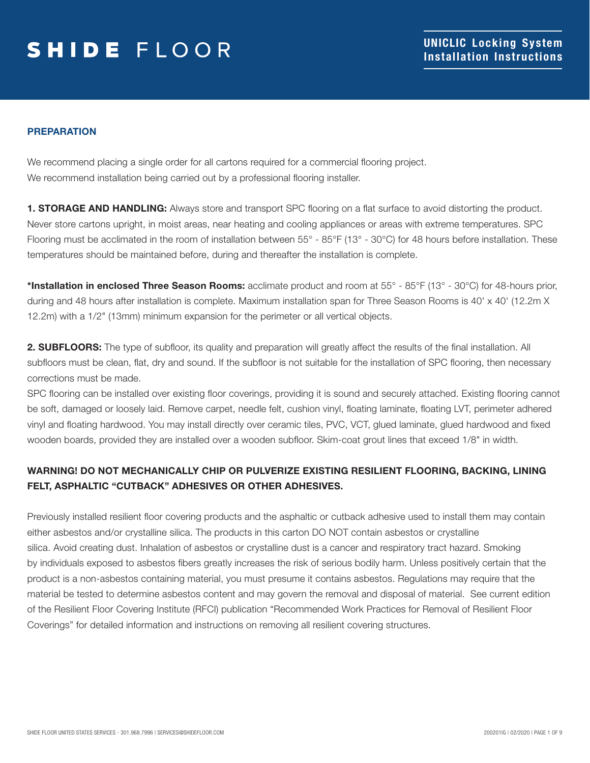# SHIDE FLOOR

**UNICLIC Locking System Installation Instructions**

## PREPARATION

We recommend placing a single order for all cartons required for a commercial flooring project.
We recommend installation being carried out by a professional flooring installer.

**1. STORAGE AND HANDLING:** Always store and transport SPC flooring on a flat surface to avoid distorting the product. Never store cartons upright, in moist areas, near heating and cooling appliances or areas with extreme temperatures. SPC Flooring must be acclimated in the room of installation between 55° - 85°F (13° - 30°C) for 48 hours before installation. These temperatures should be maintained before, during and thereafter the installation is complete.

**\*Installation in enclosed Three Season Rooms:** acclimate product and room at 55° - 85°F (13° - 30°C) for 48-hours prior, during and 48 hours after installation is complete. Maximum installation span for Three Season Rooms is 40' x 40' (12.2m X 12.2m) with a 1/2" (13mm) minimum expansion for the perimeter or all vertical objects.

**2. SUBFLOORS:** The type of subfloor, its quality and preparation will greatly affect the results of the final installation. All subfloors must be clean, flat, dry and sound. If the subfloor is not suitable for the installation of SPC flooring, then necessary corrections must be made.
SPC flooring can be installed over existing floor coverings, providing it is sound and securely attached. Existing flooring cannot be soft, damaged or loosely laid. Remove carpet, needle felt, cushion vinyl, floating laminate, floating LVT, perimeter adhered vinyl and floating hardwood. You may install directly over ceramic tiles, PVC, VCT, glued laminate, glued hardwood and fixed wooden boards, provided they are installed over a wooden subfloor. Skim-coat grout lines that exceed 1/8" in width.

**WARNING! DO NOT MECHANICALLY CHIP OR PULVERIZE EXISTING RESILIENT FLOORING, BACKING, LINING FELT, ASPHALTIC "CUTBACK" ADHESIVES OR OTHER ADHESIVES.**

Previously installed resilient floor covering products and the asphaltic or cutback adhesive used to install them may contain either asbestos and/or crystalline silica. The products in this carton DO NOT contain asbestos or crystalline silica. Avoid creating dust. Inhalation of asbestos or crystalline dust is a cancer and respiratory tract hazard. Smoking by individuals exposed to asbestos fibers greatly increases the risk of serious bodily harm. Unless positively certain that the product is a non-asbestos containing material, you must presume it contains asbestos. Regulations may require that the material be tested to determine asbestos content and may govern the removal and disposal of material. See current edition of the Resilient Floor Covering Institute (RFCI) publication "Recommended Work Practices for Removal of Resilient Floor Coverings" for detailed information and instructions on removing all resilient covering structures.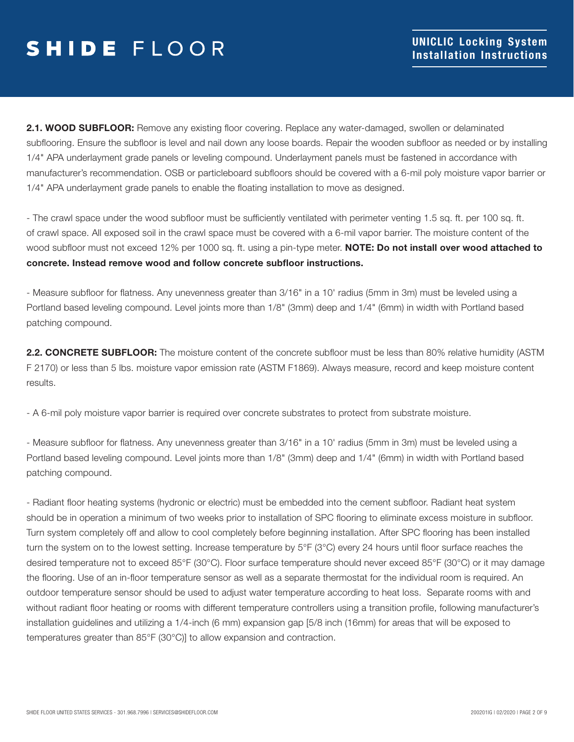**2.1. WOOD SUBFLOOR:** Remove any existing floor covering. Replace any water-damaged, swollen or delaminated subflooring. Ensure the subfloor is level and nail down any loose boards. Repair the wooden subfloor as needed or by installing 1/4" APA underlayment grade panels or leveling compound. Underlayment panels must be fastened in accordance with manufacturer's recommendation. OSB or particleboard subfloors should be covered with a 6-mil poly moisture vapor barrier or 1/4" APA underlayment grade panels to enable the floating installation to move as designed.

- The crawl space under the wood subfloor must be sufficiently ventilated with perimeter venting 1.5 sq. ft. per 100 sq. ft. of crawl space. All exposed soil in the crawl space must be covered with a 6-mil vapor barrier. The moisture content of the wood subfloor must not exceed 12% per 1000 sq. ft. using a pin-type meter. **NOTE: Do not install over wood attached to concrete. Instead remove wood and follow concrete subfloor instructions.**

- Measure subfloor for flatness. Any unevenness greater than 3/16" in a 10' radius (5mm in 3m) must be leveled using a Portland based leveling compound. Level joints more than 1/8" (3mm) deep and 1/4" (6mm) in width with Portland based patching compound.

**2.2. CONCRETE SUBFLOOR:** The moisture content of the concrete subfloor must be less than 80% relative humidity (ASTM F 2170) or less than 5 lbs. moisture vapor emission rate (ASTM F1869). Always measure, record and keep moisture content results.

- A 6-mil poly moisture vapor barrier is required over concrete substrates to protect from substrate moisture.

- Measure subfloor for flatness. Any unevenness greater than 3/16" in a 10' radius (5mm in 3m) must be leveled using a Portland based leveling compound. Level joints more than 1/8" (3mm) deep and 1/4" (6mm) in width with Portland based patching compound.

- Radiant floor heating systems (hydronic or electric) must be embedded into the cement subfloor. Radiant heat system should be in operation a minimum of two weeks prior to installation of SPC flooring to eliminate excess moisture in subfloor. Turn system completely off and allow to cool completely before beginning installation. After SPC flooring has been installed turn the system on to the lowest setting. Increase temperature by 5°F (3°C) every 24 hours until floor surface reaches the desired temperature not to exceed 85°F (30°C). Floor surface temperature should never exceed 85°F (30°C) or it may damage the flooring. Use of an in-floor temperature sensor as well as a separate thermostat for the individual room is required. An outdoor temperature sensor should be used to adjust water temperature according to heat loss. Separate rooms with and without radiant floor heating or rooms with different temperature controllers using a transition profile, following manufacturer's installation guidelines and utilizing a 1/4-inch (6 mm) expansion gap [5/8 inch (16mm) for areas that will be exposed to temperatures greater than 85°F (30°C)] to allow expansion and contraction.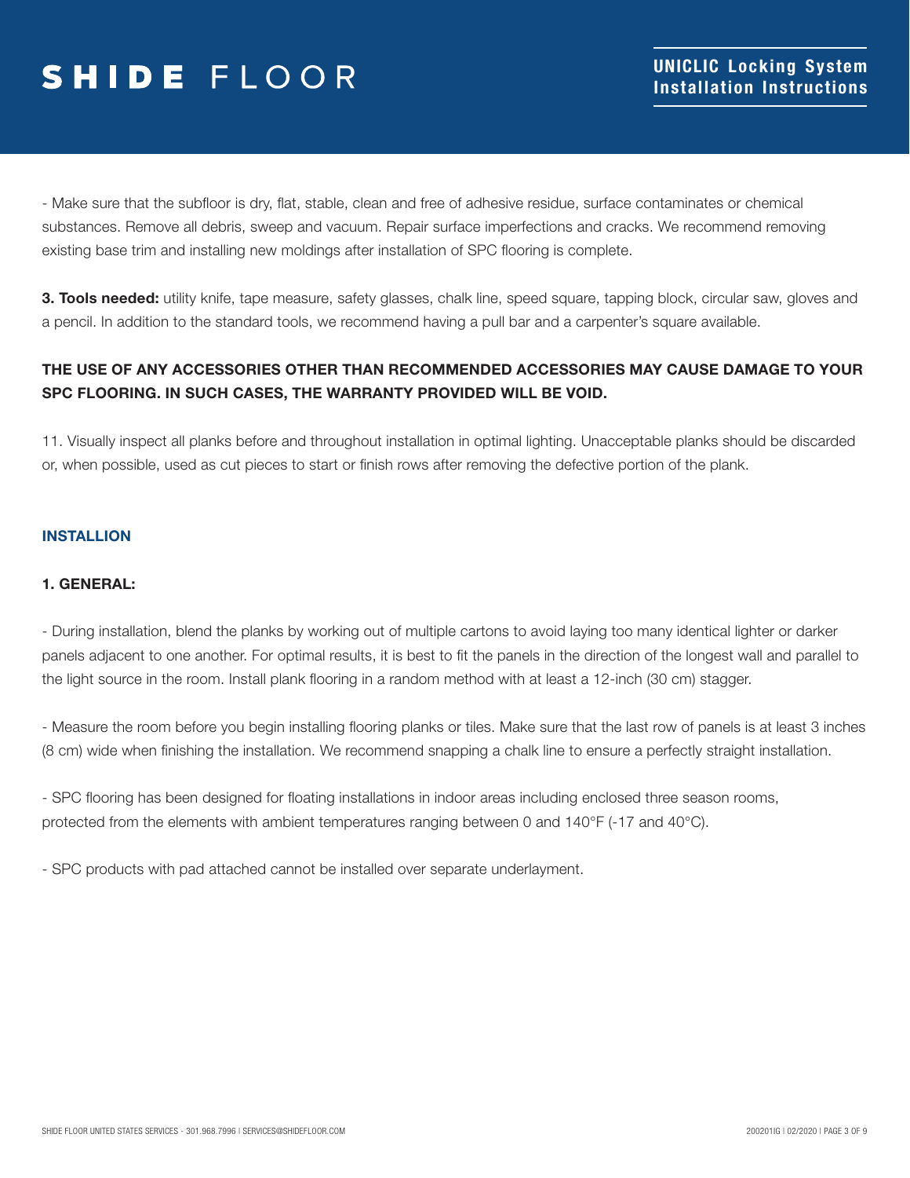- Make sure that the subfloor is dry, flat, stable, clean and free of adhesive residue, surface contaminates or chemical substances. Remove all debris, sweep and vacuum. Repair surface imperfections and cracks. We recommend removing existing base trim and installing new moldings after installation of SPC flooring is complete.

**3. Tools needed:** utility knife, tape measure, safety glasses, chalk line, speed square, tapping block, circular saw, gloves and a pencil. In addition to the standard tools, we recommend having a pull bar and a carpenter's square available.

**THE USE OF ANY ACCESSORIES OTHER THAN RECOMMENDED ACCESSORIES MAY CAUSE DAMAGE TO YOUR SPC FLOORING. IN SUCH CASES, THE WARRANTY PROVIDED WILL BE VOID.**

11. Visually inspect all planks before and throughout installation in optimal lighting. Unacceptable planks should be discarded or, when possible, used as cut pieces to start or finish rows after removing the defective portion of the plank.

## INSTALLION

### 1. GENERAL:

- During installation, blend the planks by working out of multiple cartons to avoid laying too many identical lighter or darker panels adjacent to one another. For optimal results, it is best to fit the panels in the direction of the longest wall and parallel to the light source in the room. Install plank flooring in a random method with at least a 12-inch (30 cm) stagger.

- Measure the room before you begin installing flooring planks or tiles. Make sure that the last row of panels is at least 3 inches (8 cm) wide when finishing the installation. We recommend snapping a chalk line to ensure a perfectly straight installation.

- SPC flooring has been designed for floating installations in indoor areas including enclosed three season rooms, protected from the elements with ambient temperatures ranging between 0 and 140°F (-17 and 40°C).

- SPC products with pad attached cannot be installed over separate underlayment.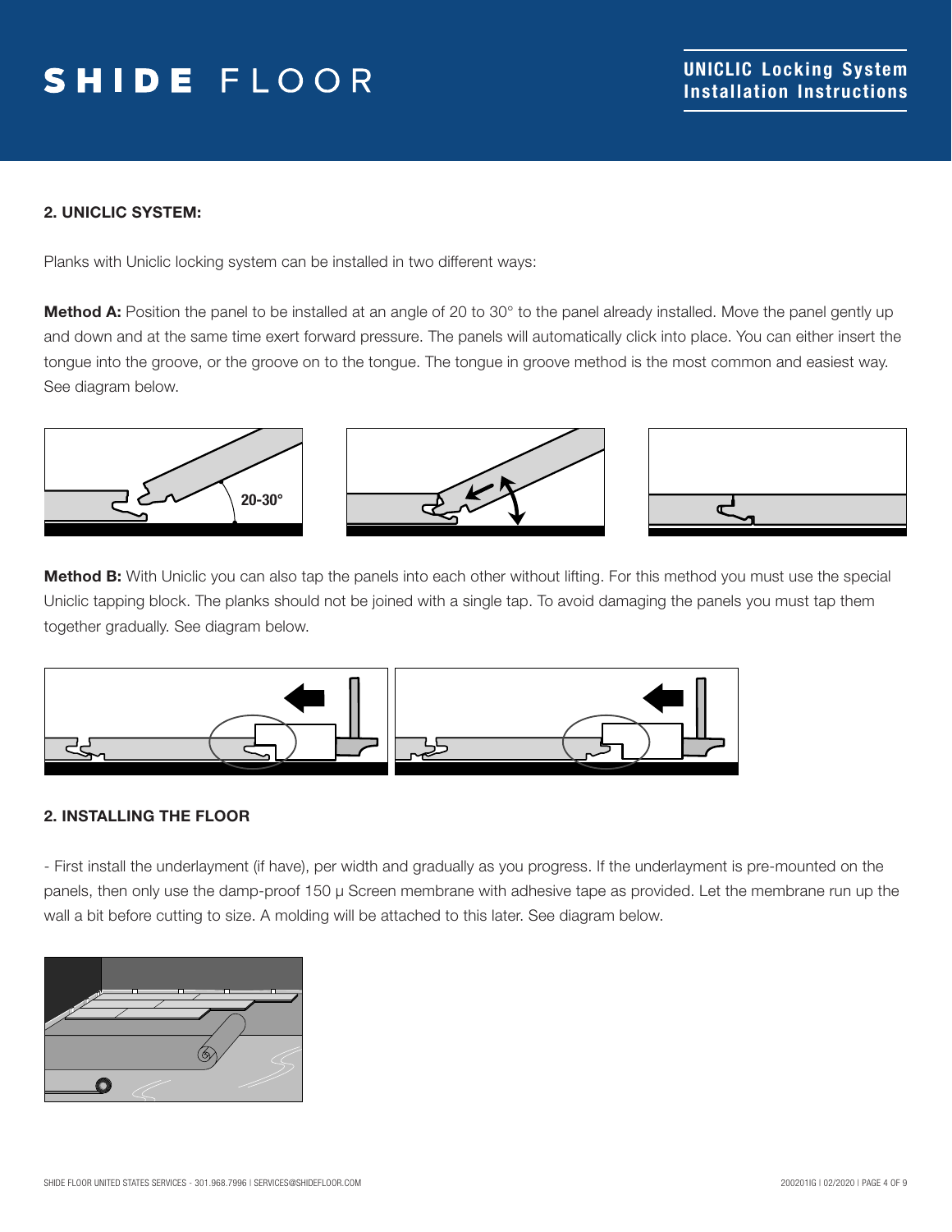## 2. UNICLIC SYSTEM:

Planks with Uniclic locking system can be installed in two different ways:

**Method A:** Position the panel to be installed at an angle of 20 to 30° to the panel already installed. Move the panel gently up and down and at the same time exert forward pressure. The panels will automatically click into place. You can either insert the tongue into the groove, or the groove on to the tongue. The tongue in groove method is the most common and easiest way. See diagram below.

**Method B:** With Uniclic you can also tap the panels into each other without lifting. For this method you must use the special Uniclic tapping block. The planks should not be joined with a single tap. To avoid damaging the panels you must tap them together gradually. See diagram below.

## 2. INSTALLING THE FLOOR

- First install the underlayment (if have), per width and gradually as you progress. If the underlayment is pre-mounted on the panels, then only use the damp-proof 150 μ Screen membrane with adhesive tape as provided. Let the membrane run up the wall a bit before cutting to size. A molding will be attached to this later. See diagram below.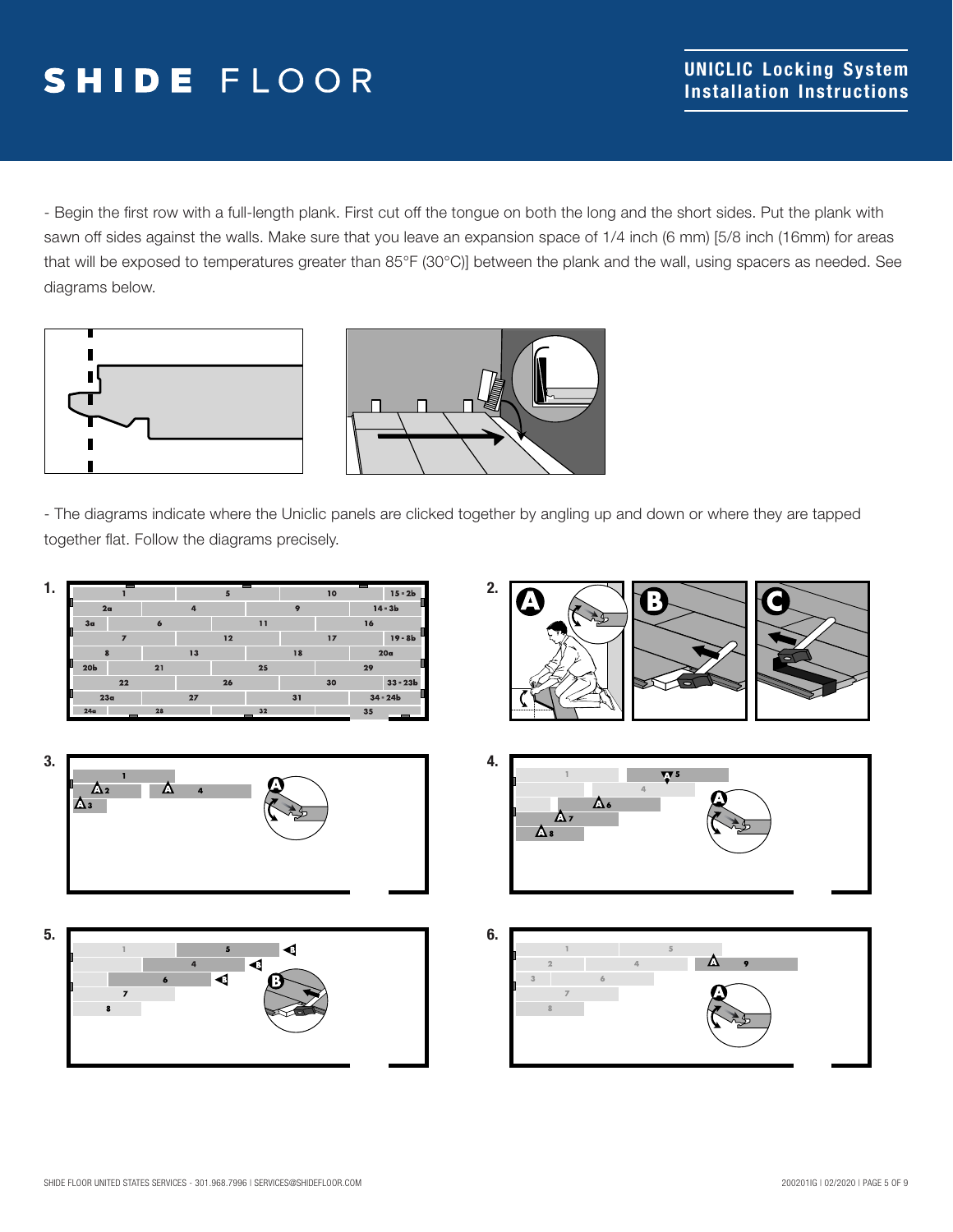- Begin the first row with a full-length plank. First cut off the tongue on both the long and the short sides. Put the plank with sawn off sides against the walls. Make sure that you leave an expansion space of 1/4 inch (6 mm) [5/8 inch (16mm) for areas that will be exposed to temperatures greater than 85°F (30°C)] between the plank and the wall, using spacers as needed. See diagrams below.

- The diagrams indicate where the Uniclic panels are clicked together by angling up and down or where they are tapped together flat. Follow the diagrams precisely.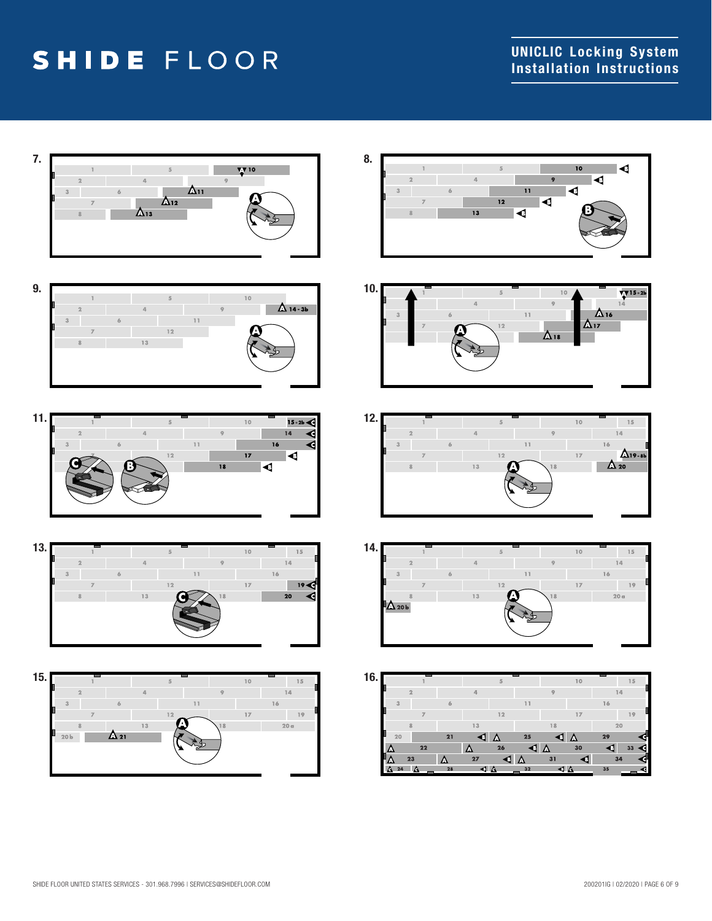# SHIDE FLOOR

## UNICLIC Locking System Installation Instructions

**7.**

**8.**

**9.**

**10.**

**11.**

**12.**

**13.**

**14.**

**15.**

**16.**

SHIDE FLOOR UNITED STATES SERVICES - 301.968.7996 | SERVICES@SHIDEFLOOR.COM

200201IG | 02/2020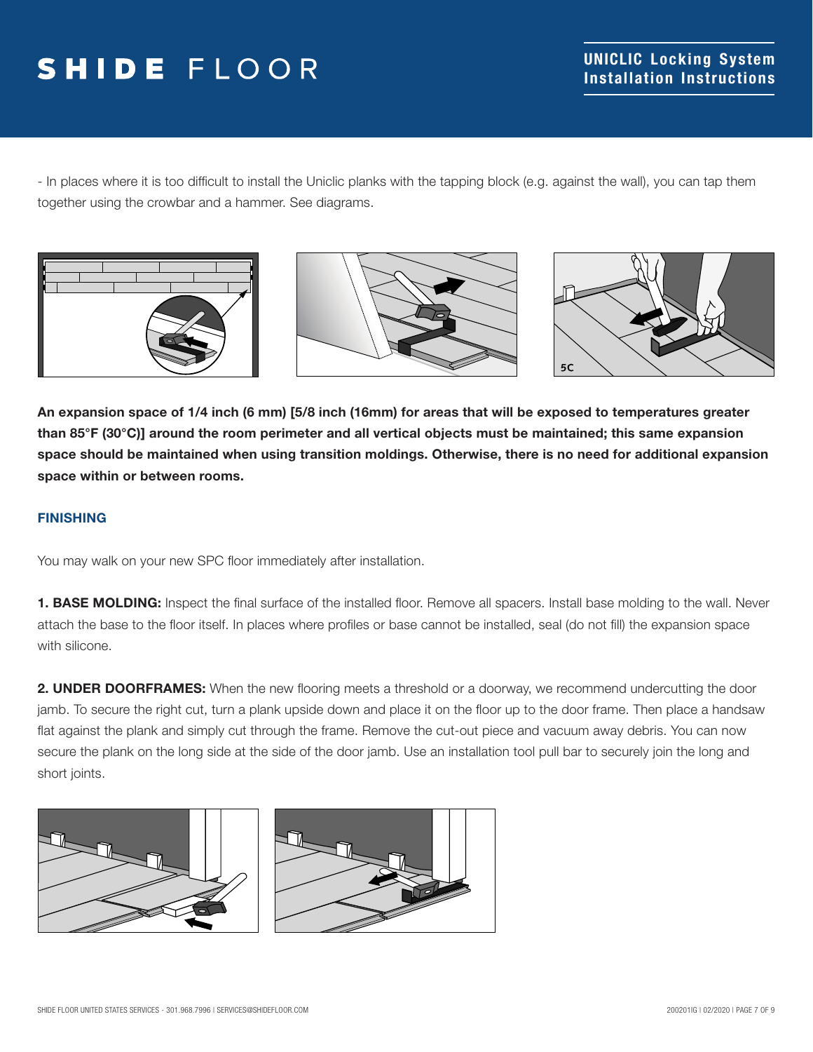- In places where it is too difficult to install the Uniclic planks with the tapping block (e.g. against the wall), you can tap them together using the crowbar and a hammer. See diagrams.

**An expansion space of 1/4 inch (6 mm) [5/8 inch (16mm) for areas that will be exposed to temperatures greater than 85°F (30°C)] around the room perimeter and all vertical objects must be maintained; this same expansion space should be maintained when using transition moldings. Otherwise, there is no need for additional expansion space within or between rooms.**

## FINISHING

You may walk on your new SPC floor immediately after installation.

**1. BASE MOLDING:** Inspect the final surface of the installed floor. Remove all spacers. Install base molding to the wall. Never attach the base to the floor itself. In places where profiles or base cannot be installed, seal (do not fill) the expansion space with silicone.

**2. UNDER DOORFRAMES:** When the new flooring meets a threshold or a doorway, we recommend undercutting the door jamb. To secure the right cut, turn a plank upside down and place it on the floor up to the door frame. Then place a handsaw flat against the plank and simply cut through the frame. Remove the cut-out piece and vacuum away debris. You can now secure the plank on the long side at the side of the door jamb. Use an installation tool pull bar to securely join the long and short joints.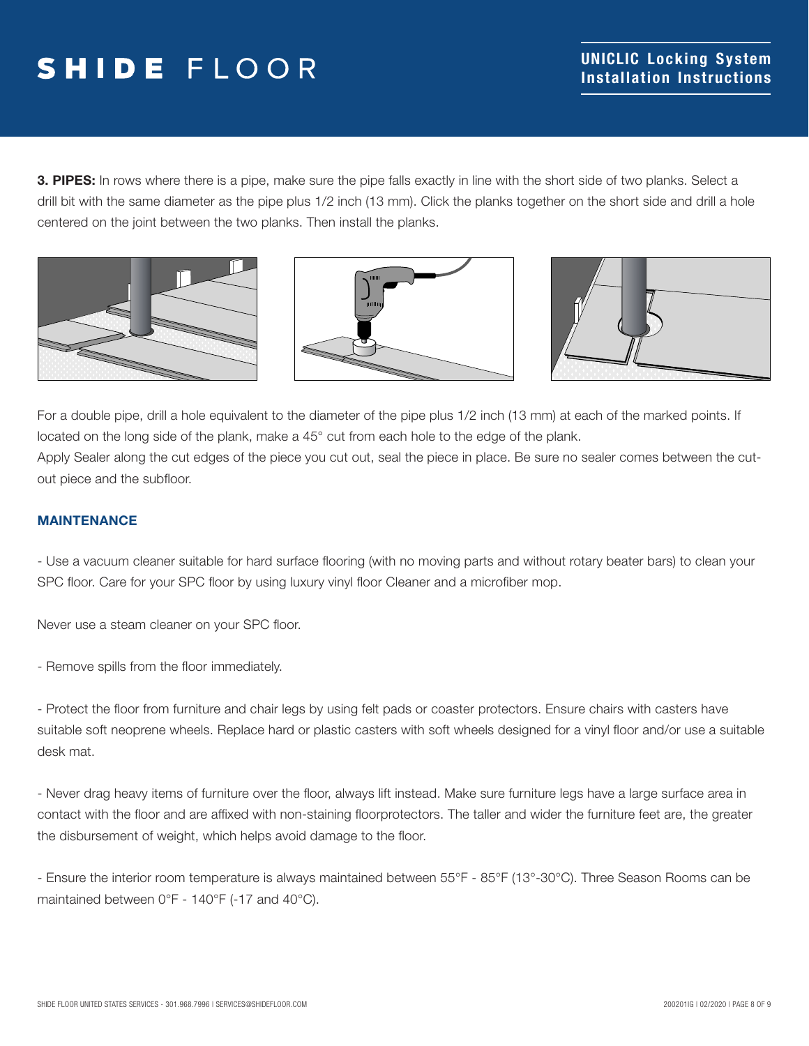**3. PIPES:** In rows where there is a pipe, make sure the pipe falls exactly in line with the short side of two planks. Select a drill bit with the same diameter as the pipe plus 1/2 inch (13 mm). Click the planks together on the short side and drill a hole centered on the joint between the two planks. Then install the planks.

For a double pipe, drill a hole equivalent to the diameter of the pipe plus 1/2 inch (13 mm) at each of the marked points. If located on the long side of the plank, make a 45° cut from each hole to the edge of the plank.
Apply Sealer along the cut edges of the piece you cut out, seal the piece in place. Be sure no sealer comes between the cut-out piece and the subfloor.

## MAINTENANCE

- Use a vacuum cleaner suitable for hard surface flooring (with no moving parts and without rotary beater bars) to clean your SPC floor. Care for your SPC floor by using luxury vinyl floor Cleaner and a microfiber mop.

Never use a steam cleaner on your SPC floor.

- Remove spills from the floor immediately.

- Protect the floor from furniture and chair legs by using felt pads or coaster protectors. Ensure chairs with casters have suitable soft neoprene wheels. Replace hard or plastic casters with soft wheels designed for a vinyl floor and/or use a suitable desk mat.

- Never drag heavy items of furniture over the floor, always lift instead. Make sure furniture legs have a large surface area in contact with the floor and are affixed with non-staining floorprotectors. The taller and wider the furniture feet are, the greater the disbursement of weight, which helps avoid damage to the floor.

- Ensure the interior room temperature is always maintained between 55°F - 85°F (13°-30°C). Three Season Rooms can be maintained between 0°F - 140°F (-17 and 40°C).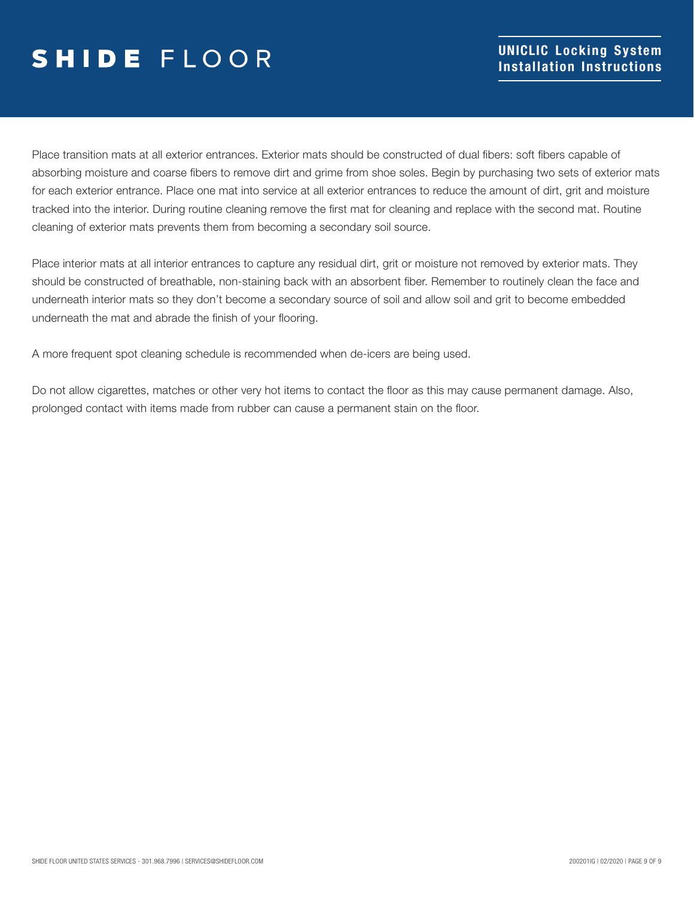Place transition mats at all exterior entrances. Exterior mats should be constructed of dual fibers: soft fibers capable of absorbing moisture and coarse fibers to remove dirt and grime from shoe soles. Begin by purchasing two sets of exterior mats for each exterior entrance. Place one mat into service at all exterior entrances to reduce the amount of dirt, grit and moisture tracked into the interior. During routine cleaning remove the first mat for cleaning and replace with the second mat. Routine cleaning of exterior mats prevents them from becoming a secondary soil source.

Place interior mats at all interior entrances to capture any residual dirt, grit or moisture not removed by exterior mats. They should be constructed of breathable, non-staining back with an absorbent fiber. Remember to routinely clean the face and underneath interior mats so they don't become a secondary source of soil and allow soil and grit to become embedded underneath the mat and abrade the finish of your flooring.

A more frequent spot cleaning schedule is recommended when de-icers are being used.

Do not allow cigarettes, matches or other very hot items to contact the floor as this may cause permanent damage. Also, prolonged contact with items made from rubber can cause a permanent stain on the floor.